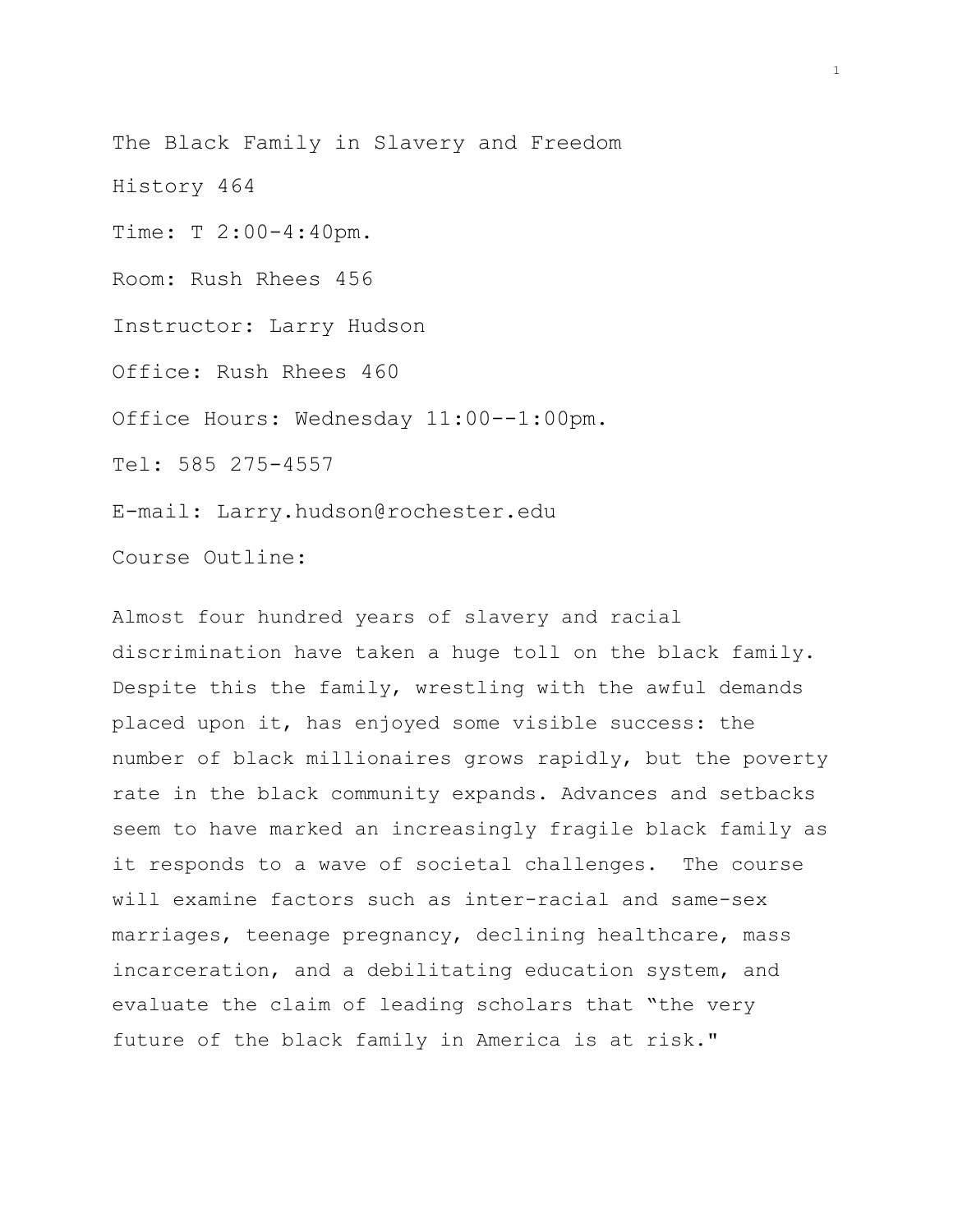The Black Family in Slavery and Freedom

History 464

Time: T 2:00-4:40pm.

Room: Rush Rhees 456

Instructor: Larry Hudson

Office: Rush Rhees 460

Office Hours: Wednesday 11:00--1:00pm.

Tel: 585 275-4557

E-mail: Larry.hudson@rochester.edu

Course Outline:

Almost four hundred years of slavery and racial discrimination have taken a huge toll on the black family. Despite this the family, wrestling with the awful demands placed upon it, has enjoyed some visible success: the number of black millionaires grows rapidly, but the poverty rate in the black community expands. Advances and setbacks seem to have marked an increasingly fragile black family as it responds to a wave of societal challenges. The course will examine factors such as inter-racial and same-sex marriages, teenage pregnancy, declining healthcare, mass incarceration, and a debilitating education system, and evaluate the claim of leading scholars that "the very future of the black family in America is at risk."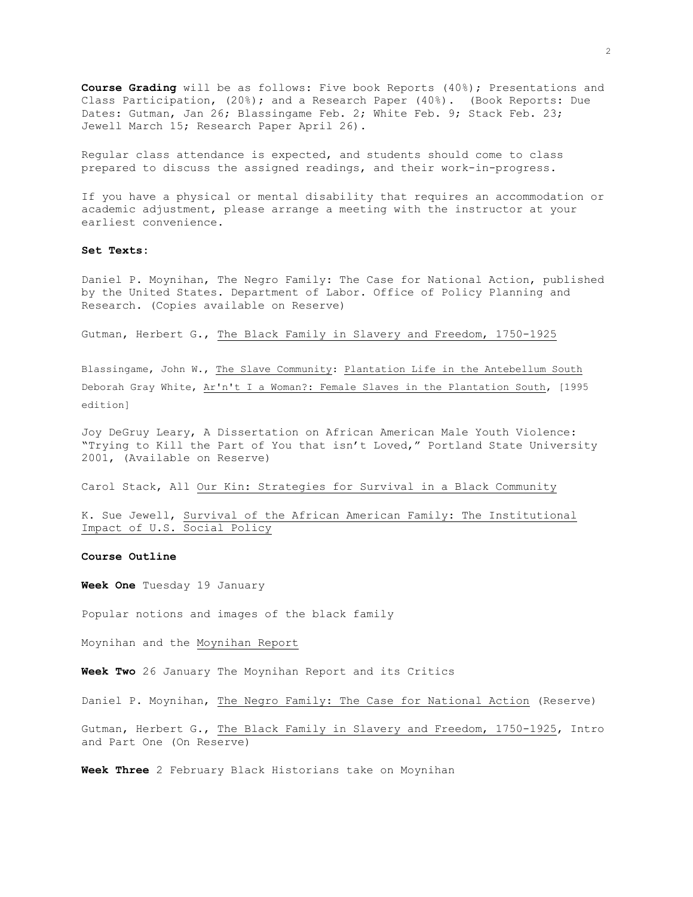**Course Grading** will be as follows: Five book Reports (40%); Presentations and Class Participation, (20%); and a Research Paper (40%). (Book Reports: Due Dates: Gutman, Jan 26; Blassingame Feb. 2; White Feb. 9; Stack Feb. 23; Jewell March 15; Research Paper April 26).

Regular class attendance is expected, and students should come to class prepared to discuss the assigned readings, and their work-in-progress.

If you have a physical or mental disability that requires an accommodation or academic adjustment, please arrange a meeting with the instructor at your earliest convenience.

**Set Texts:**

Daniel P. Moynihan, The Negro Family: The Case for National Action, published by the United States. Department of Labor. Office of Policy Planning and Research. (Copies available on Reserve)

Gutman, Herbert G., The Black Family in Slavery and Freedom, 1750-1925

Blassingame, John W., The Slave Community: Plantation Life in the Antebellum South

Deborah Gray White, Ar'n't I a Woman?: Female Slaves in the Plantation South, [1995 edition]

Joy DeGruy Leary, A Dissertation on African American Male Youth Violence: "Trying to Kill the Part of You that isn't Loved," Portland State University 2001, (Available on Reserve)

Carol Stack, All Our Kin: Strategies for Survival in a Black Community

K. Sue Jewell, Survival of the African American Family: The Institutional Impact of U.S. Social Policy

**Course Outline**

**Week One** Tuesday 19 January

Popular notions and images of the black family

Moynihan and the Moynihan Report

**Week Two** 26 January The Moynihan Report and its Critics

Daniel P. Moynihan, The Negro Family: The Case for National Action (Reserve)

Gutman, Herbert G., The Black Family in Slavery and Freedom, 1750-1925, Intro and Part One (On Reserve)

**Week Three** 2 February Black Historians take on Moynihan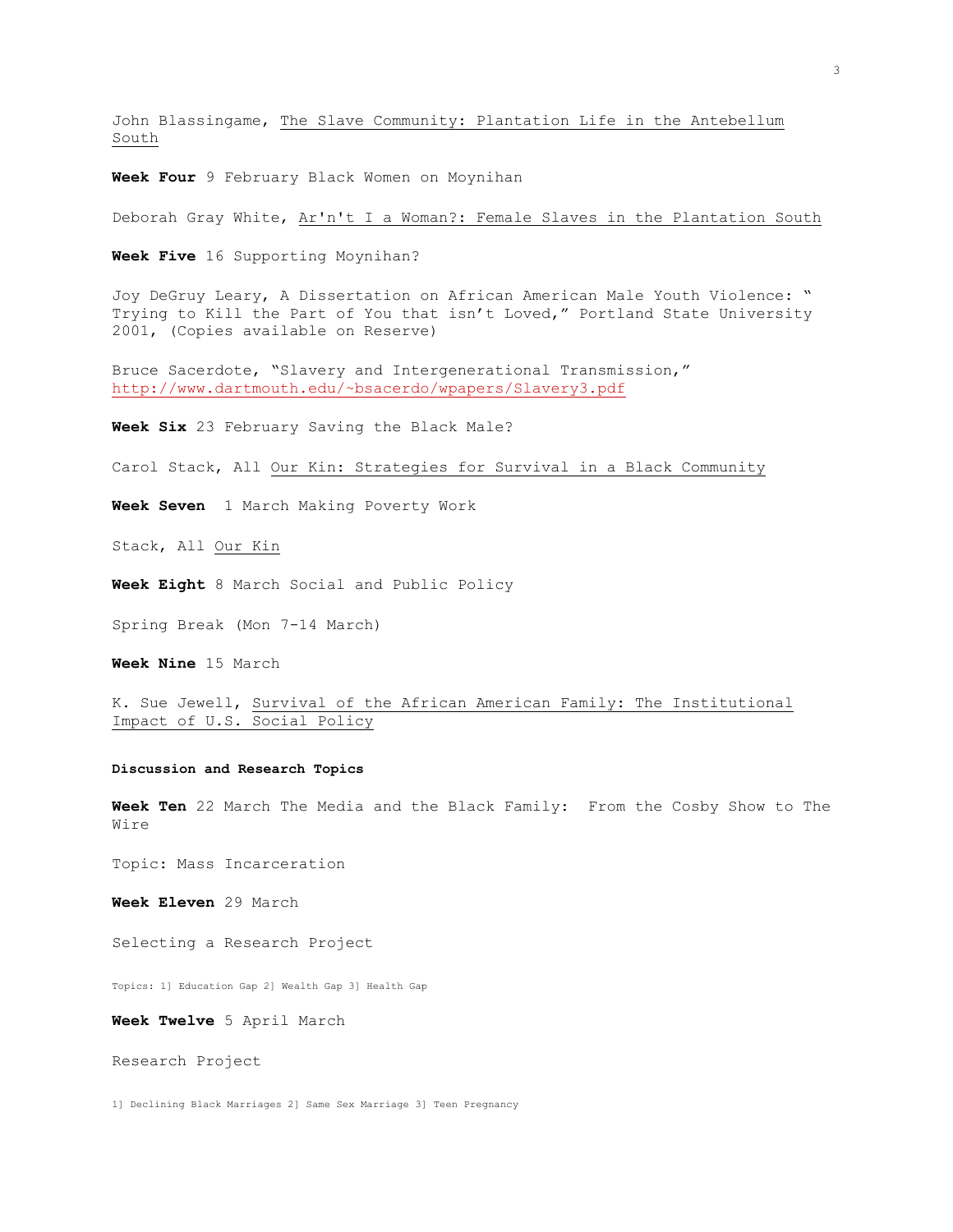John Blassingame, The Slave Community: Plantation Life in the Antebellum South

**Week Four** 9 February Black Women on Moynihan

Deborah Gray White, Ar'n't I a Woman?: Female Slaves in the Plantation South

**Week Five** 16 Supporting Moynihan?

Joy DeGruy Leary, A Dissertation on African American Male Youth Violence: " Trying to Kill the Part of You that isn't Loved," Portland State University 2001, (Copies available on Reserve)

Bruce Sacerdote, "Slavery and Intergenerational Transmission," http://www.dartmouth.edu/~bsacerdo/wpapers/Slavery3.pdf

**Week Six** 23 February Saving the Black Male?

Carol Stack, All Our Kin: Strategies for Survival in a Black Community

**Week Seven** 1 March Making Poverty Work

Stack, All Our Kin

**Week Eight** 8 March Social and Public Policy

Spring Break (Mon 7-14 March)

**Week Nine** 15 March

K. Sue Jewell, Survival of the African American Family: The Institutional Impact of U.S. Social Policy

**Discussion and Research Topics**

**Week Ten** 22 March The Media and the Black Family: From the Cosby Show to The Wire

Topic: Mass Incarceration

**Week Eleven** 29 March

Selecting a Research Project

Topics: 1] Education Gap 2] Wealth Gap 3] Health Gap

**Week Twelve** 5 April March

Research Project

1] Declining Black Marriages 2] Same Sex Marriage 3] Teen Pregnancy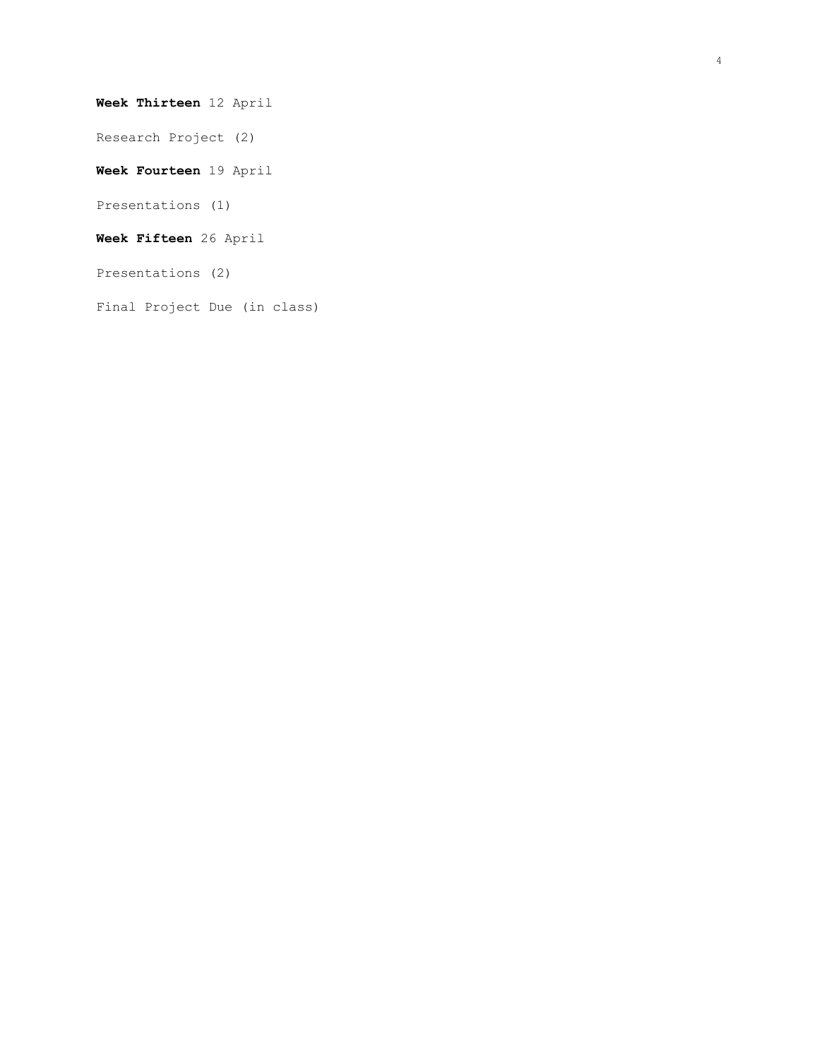**Week Thirteen** 12 April

Research Project (2)

**Week Fourteen** 19 April

Presentations (1)

**Week Fifteen** 26 April

Presentations (2)

Final Project Due (in class)